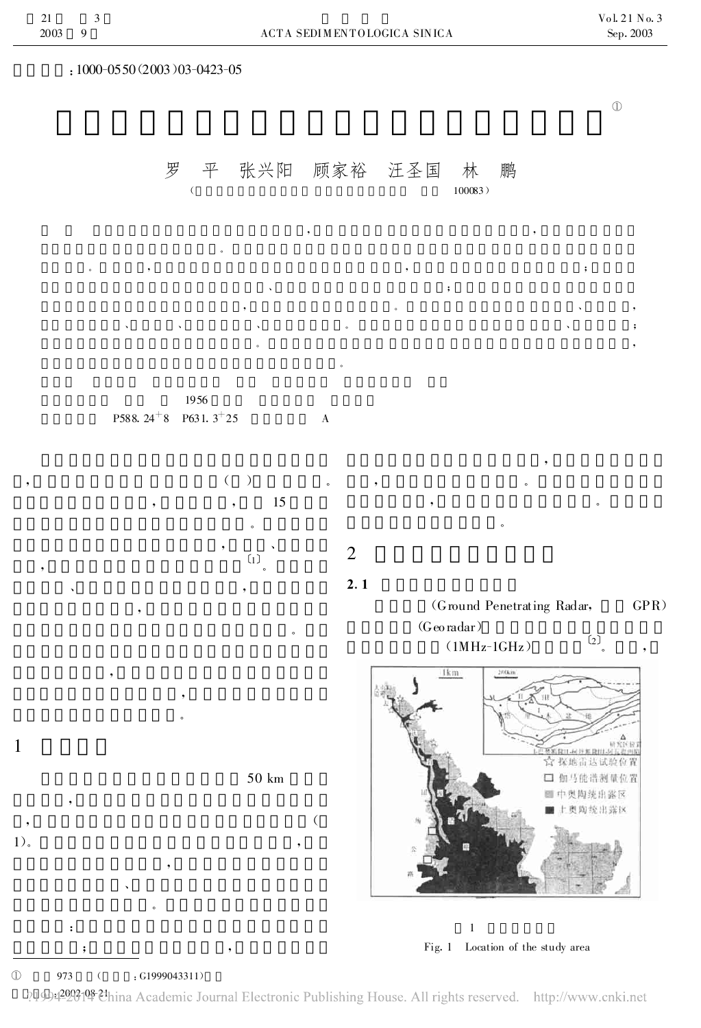：1000-0550(2003)03-0423-05

①

罗 平 张兴阳 顾家裕 汪圣国 林 鹏

( 100083)

1956

P588. 24+8 P631. 3+25 A

50 km

15

[1]

## 1

## 2

### 2.1

(Ground Penetrating Radar, GPR)

(Georadar)

(1MHz-1GHz) [2]

1

Fig. 1 Location of the study area

① 973 (：G1999043311)

：2002-08-21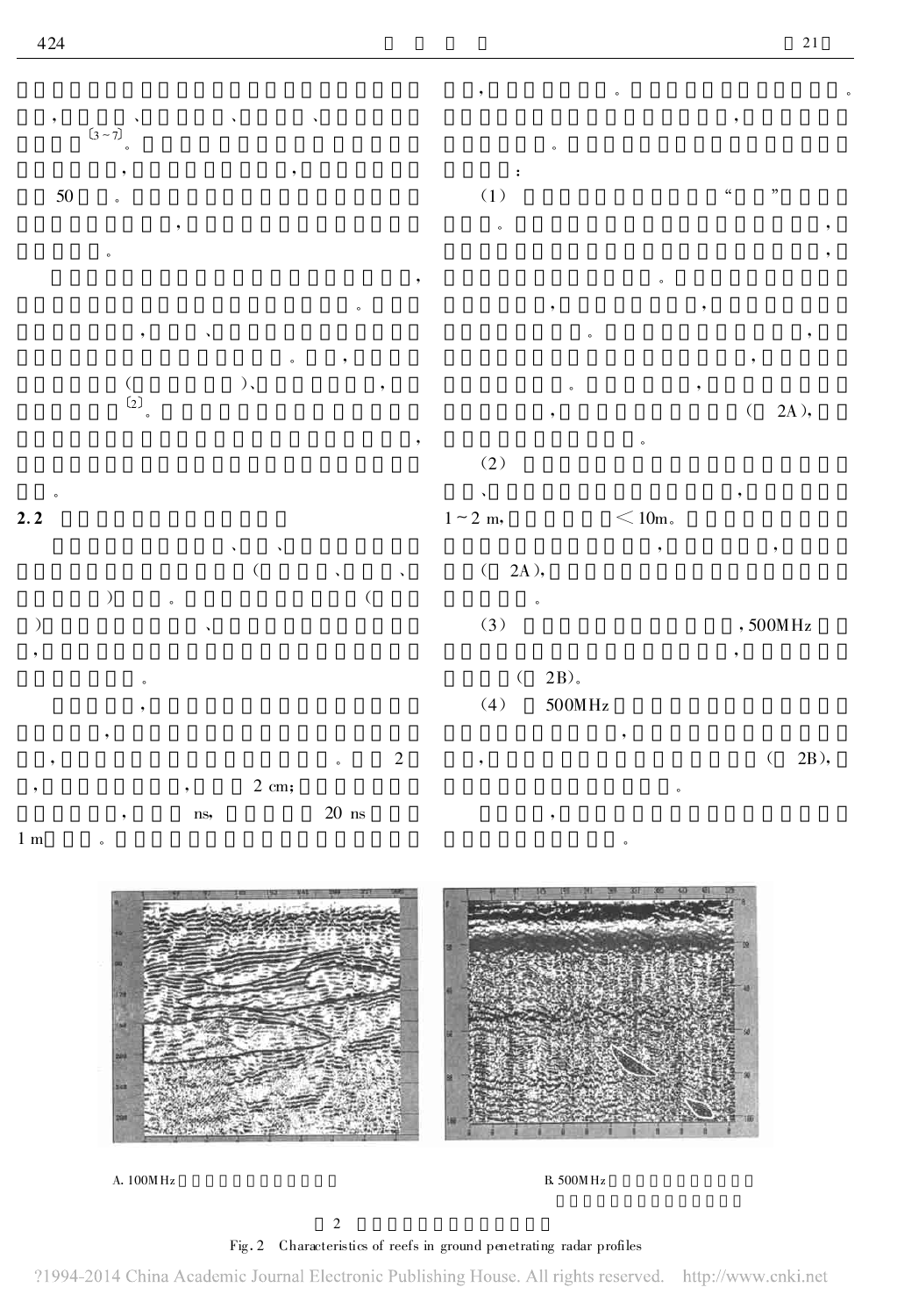## 2.2

A. 100MHz

B. 500MHz

图 2

Fig. 2 Characteristics of reefs in ground penetrating radar profiles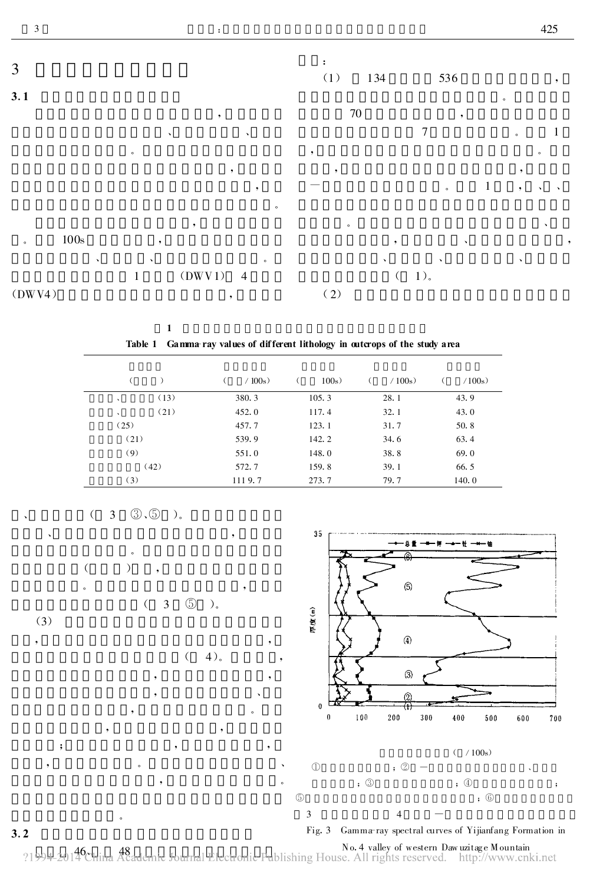# 3

## 3.1

，

、 、

。

，

，

。

， 。 100s ，

、 、 。

1 (DWV1) 4 (DWV4) ，

：

(1) 134 536 ，

。

70 ，

7 。 1

，。

， ，

— 。 1 ， 、 、

。 、

， 、 ，

、 、 、

(1)。

(2)

**表 1**

**Table 1 Gamma-ray values of different lithology in outcrops of the study area**

| ( ) | ( /100s) | ( 100s) | ( /100s) | ( /100s) |
|---|---|---|---|---|
| 、 (13) | 380.3 | 105.3 | 28.1 | 43.9 |
| 、 (21) | 452.0 | 117.4 | 32.1 | 43.0 |
| (25) | 457.7 | 123.1 | 31.7 | 50.8 |
| (21) | 539.9 | 142.2 | 34.6 | 63.4 |
| (9) | 551.0 | 148.0 | 38.8 | 69.0 |
| (42) | 572.7 | 159.8 | 39.1 | 66.5 |
| (3) | 1119.7 | 273.7 | 79.7 | 140.0 |

、 (3 ③、⑤ )。

、 ，

。

( ) ，

。 ，

(3 ⑤ )。

(3)

， ，

(4)。 ，

， ，

， 、

， 。

， ，

； ， ，

， 。 、

， 。

。

( /100s)

① ；② — 、 ；③ ；④ ；⑤ ；⑥

图 3 4 —

Fig. 3 Gamma-ray spectral curves of Yijianfang Formation in No. 4 valley of western Dawuzitage Mountain

## 3.2

46、 48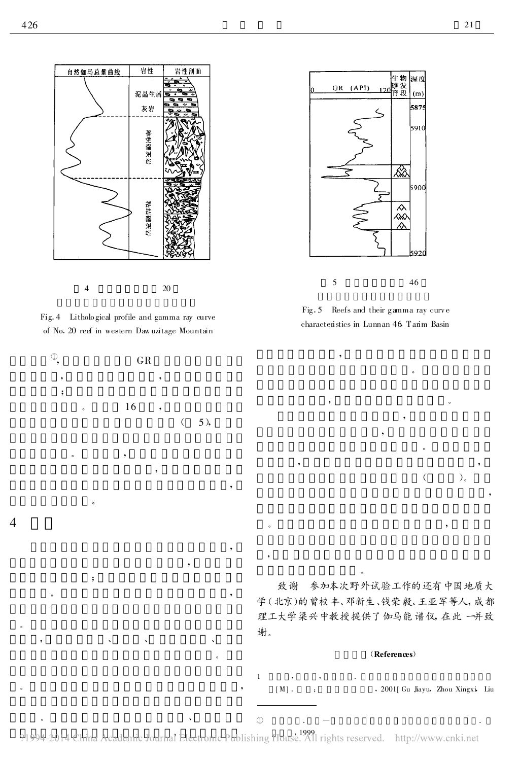图 4 20

Fig. 4 Lithological profile and gamma ray curve of No. 20 reef in western Dawuzitage Mountain

图 5 46

Fig. 5 Reefs and their gamma ray curve characteristics in Lunnan 46, Tarim Basin

①, GR , , ; 。 16 , ( 5), 。 , , , 。

## 4

, , ; 。 , 。 , 、 、 、 。 。 , 。 、 ,

, 。 。 , 。 , , 。 , , ( )。 , 。 , , 。

致谢 参加本次野外试验工作的还有中国地质大学(北京)的曾校丰、邓新生、钱荣毅、王亚军等人,成都理工大学梁兴中教授提供了伽马能谱仪,在此一并致谢。

## (References)

1 , , . [M]. : , 2001[Gu Jiayu, Zhou Xingxi, Liu

---

① . — . . 1999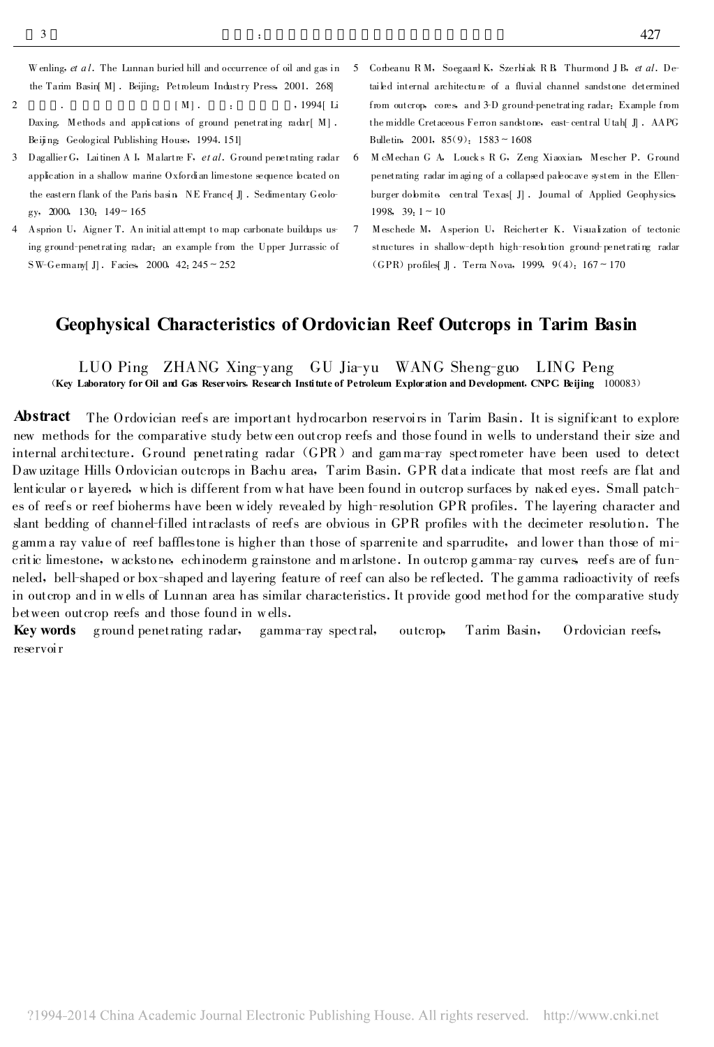Wenling, *et al*. The Lunnan buried hill and occurrence of oil and gas in the Tarim Basin[M]. Beijing: Petroleum Industry Press, 2001. 268]

2 . [M]. : , 1994[Li Daxing. Methods and applications of ground penetrating radar[M]. Beijing: Geological Publishing House, 1994. 151]

3 Dagallier G, Laitinen A I, Malartre F, *et al*. Ground penetrating radar application in a shallow marine Oxfordian limestone sequence located on the eastern flank of the Paris basin, NE France[J]. Sedimentary Geology, 2000, 130: 149～165

4 Asprion U, Aigner T. An initial attempt to map carbonate buildups using ground-penetrating radar: an example from the Upper Jurrassic of SW-Germany[J]. Facies, 2000, 42: 245～252

5 Corbeanu R M, Soegaard K, Szerbiak R B, Thurmond J B, *et al*. Detailed internal architecture of a fluvial channel sandstone determined from outcrop, cores, and 3-D ground-penetrating radar: Example from the middle Cretaceous Ferron sandstone, east-central Utah[J]. AAPG Bulletin, 2001, 85(9): 1583～1608

6 McMechan G A, Loucks R G, Zeng Xiaoxian, Mescher P. Ground penetrating radar imaging of a collapsed paleocave system in the Ellenburger dolomite, central Texas[J]. Journal of Applied Geophysics, 1998, 39: 1～10

7 Meschede M, Asperion U, Reicherter K. Visualization of tectonic structures in shallow-depth high-resolution ground-penetrating radar (GPR) profiles[J]. Terra Nova, 1999, 9(4): 167～170

# Geophysical Characteristics of Ordovician Reef Outcrops in Tarim Basin

LUO Ping ZHANG Xing-yang GU Jia-yu WANG Sheng-guo LING Peng

(**Key Laboratory for Oil and Gas Reservoirs, Research Institute of Petroleum Exploration and Development, CNPC, Beijing** 100083)

**Abstract** The Ordovician reefs are important hydrocarbon reservoirs in Tarim Basin. It is significant to explore new methods for the comparative study between outcrop reefs and those found in wells to understand their size and internal architecture. Ground penetrating radar (GPR) and gamma-ray spectrometer have been used to detect Dawuzitage Hills Ordovician outcrops in Bachu area, Tarim Basin. GPR data indicate that most reefs are flat and lenticular or layered, which is different from what have been found in outcrop surfaces by naked eyes. Small patches of reefs or reef bioherms have been widely revealed by high-resolution GPR profiles. The layering character and slant bedding of channel-filled intraclasts of reefs are obvious in GPR profiles with the decimeter resolution. The gamma ray value of reef bafflestone is higher than those of sparrenite and sparrudite, and lower than those of micritic limestone, wackstone, echinoderm grainstone and marlstone. In outcrop gamma-ray curves, reefs are of funneled, bell-shaped or box-shaped and layering feature of reef can also be reflected. The gamma radioactivity of reefs in outcrop and in wells of Lunnan area has similar characteristics. It provide good method for the comparative study between outcrop reefs and those found in wells.

**Key words** ground penetrating radar, gamma-ray spectral, outcrop, Tarim Basin, Ordovician reefs, reservoir